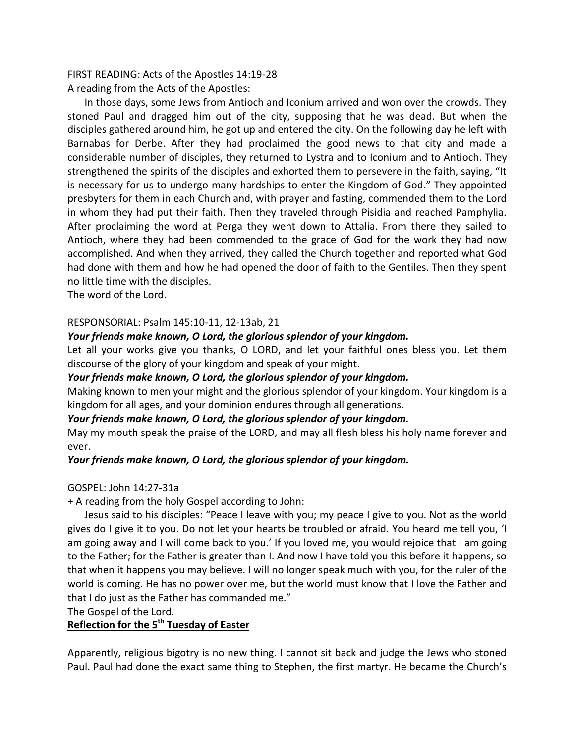FIRST READING: Acts of the Apostles 14:19-28

A reading from the Acts of the Apostles:

In those days, some Jews from Antioch and Iconium arrived and won over the crowds. They stoned Paul and dragged him out of the city, supposing that he was dead. But when the disciples gathered around him, he got up and entered the city. On the following day he left with Barnabas for Derbe. After they had proclaimed the good news to that city and made a considerable number of disciples, they returned to Lystra and to Iconium and to Antioch. They strengthened the spirits of the disciples and exhorted them to persevere in the faith, saying, "It is necessary for us to undergo many hardships to enter the Kingdom of God." They appointed presbyters for them in each Church and, with prayer and fasting, commended them to the Lord in whom they had put their faith. Then they traveled through Pisidia and reached Pamphylia. After proclaiming the word at Perga they went down to Attalia. From there they sailed to Antioch, where they had been commended to the grace of God for the work they had now accomplished. And when they arrived, they called the Church together and reported what God had done with them and how he had opened the door of faith to the Gentiles. Then they spent no little time with the disciples.

The word of the Lord.

RESPONSORIAL: Psalm 145:10-11, 12-13ab, 21

***Your friends make known, O Lord, the glorious splendor of your kingdom.***

Let all your works give you thanks, O LORD, and let your faithful ones bless you. Let them discourse of the glory of your kingdom and speak of your might.

***Your friends make known, O Lord, the glorious splendor of your kingdom.***

Making known to men your might and the glorious splendor of your kingdom. Your kingdom is a kingdom for all ages, and your dominion endures through all generations.

***Your friends make known, O Lord, the glorious splendor of your kingdom.***

May my mouth speak the praise of the LORD, and may all flesh bless his holy name forever and ever.

***Your friends make known, O Lord, the glorious splendor of your kingdom.***

GOSPEL: John 14:27-31a

+ A reading from the holy Gospel according to John:

Jesus said to his disciples: "Peace I leave with you; my peace I give to you. Not as the world gives do I give it to you. Do not let your hearts be troubled or afraid. You heard me tell you, 'I am going away and I will come back to you.' If you loved me, you would rejoice that I am going to the Father; for the Father is greater than I. And now I have told you this before it happens, so that when it happens you may believe. I will no longer speak much with you, for the ruler of the world is coming. He has no power over me, but the world must know that I love the Father and that I do just as the Father has commanded me."

The Gospel of the Lord.

**Reflection for the 5th Tuesday of Easter**

Apparently, religious bigotry is no new thing. I cannot sit back and judge the Jews who stoned Paul. Paul had done the exact same thing to Stephen, the first martyr. He became the Church's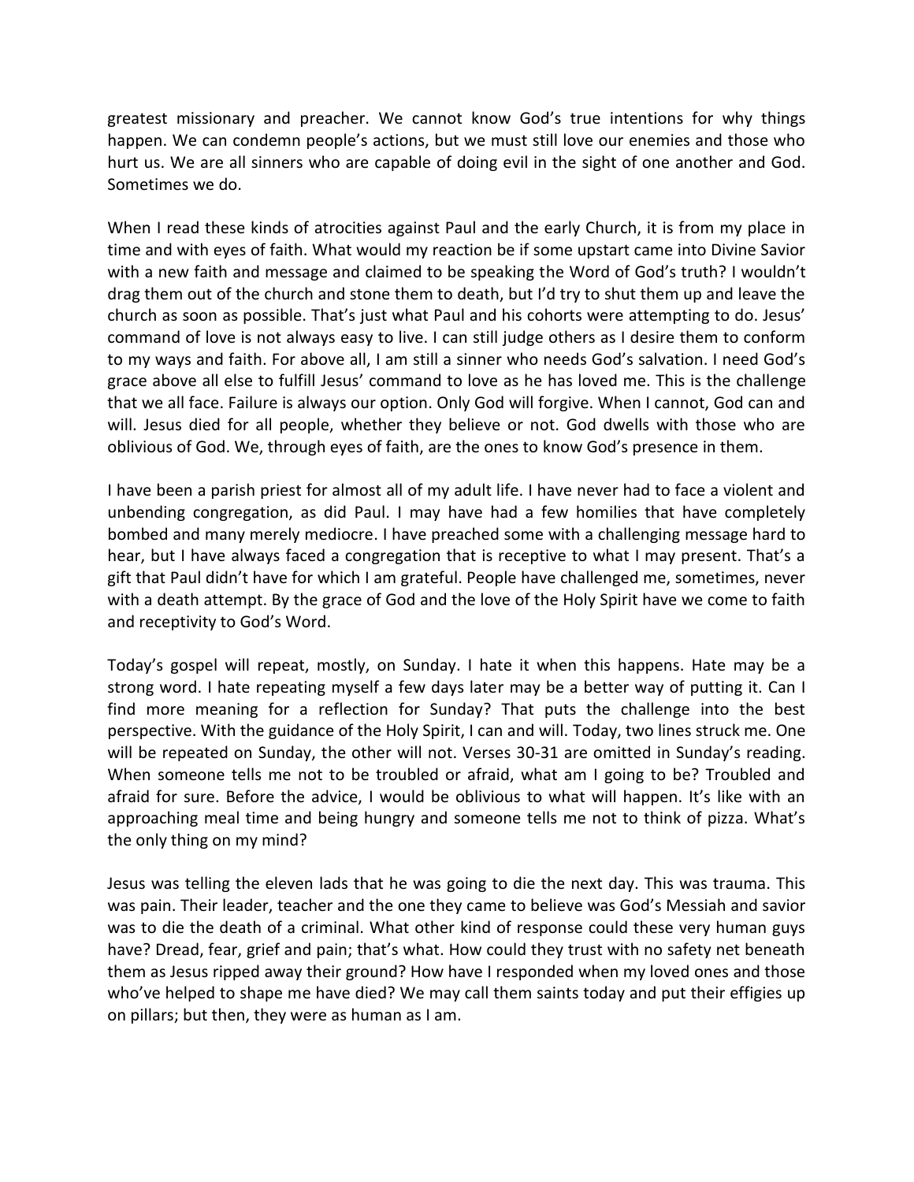greatest missionary and preacher. We cannot know God's true intentions for why things happen. We can condemn people's actions, but we must still love our enemies and those who hurt us. We are all sinners who are capable of doing evil in the sight of one another and God. Sometimes we do.

When I read these kinds of atrocities against Paul and the early Church, it is from my place in time and with eyes of faith. What would my reaction be if some upstart came into Divine Savior with a new faith and message and claimed to be speaking the Word of God's truth? I wouldn't drag them out of the church and stone them to death, but I'd try to shut them up and leave the church as soon as possible. That's just what Paul and his cohorts were attempting to do. Jesus' command of love is not always easy to live. I can still judge others as I desire them to conform to my ways and faith. For above all, I am still a sinner who needs God's salvation. I need God's grace above all else to fulfill Jesus' command to love as he has loved me. This is the challenge that we all face. Failure is always our option. Only God will forgive. When I cannot, God can and will. Jesus died for all people, whether they believe or not. God dwells with those who are oblivious of God. We, through eyes of faith, are the ones to know God's presence in them.

I have been a parish priest for almost all of my adult life. I have never had to face a violent and unbending congregation, as did Paul. I may have had a few homilies that have completely bombed and many merely mediocre. I have preached some with a challenging message hard to hear, but I have always faced a congregation that is receptive to what I may present. That's a gift that Paul didn't have for which I am grateful. People have challenged me, sometimes, never with a death attempt. By the grace of God and the love of the Holy Spirit have we come to faith and receptivity to God's Word.

Today's gospel will repeat, mostly, on Sunday. I hate it when this happens. Hate may be a strong word. I hate repeating myself a few days later may be a better way of putting it. Can I find more meaning for a reflection for Sunday? That puts the challenge into the best perspective. With the guidance of the Holy Spirit, I can and will. Today, two lines struck me. One will be repeated on Sunday, the other will not. Verses 30-31 are omitted in Sunday's reading. When someone tells me not to be troubled or afraid, what am I going to be? Troubled and afraid for sure. Before the advice, I would be oblivious to what will happen. It's like with an approaching meal time and being hungry and someone tells me not to think of pizza. What's the only thing on my mind?

Jesus was telling the eleven lads that he was going to die the next day. This was trauma. This was pain. Their leader, teacher and the one they came to believe was God's Messiah and savior was to die the death of a criminal. What other kind of response could these very human guys have? Dread, fear, grief and pain; that's what. How could they trust with no safety net beneath them as Jesus ripped away their ground? How have I responded when my loved ones and those who've helped to shape me have died? We may call them saints today and put their effigies up on pillars; but then, they were as human as I am.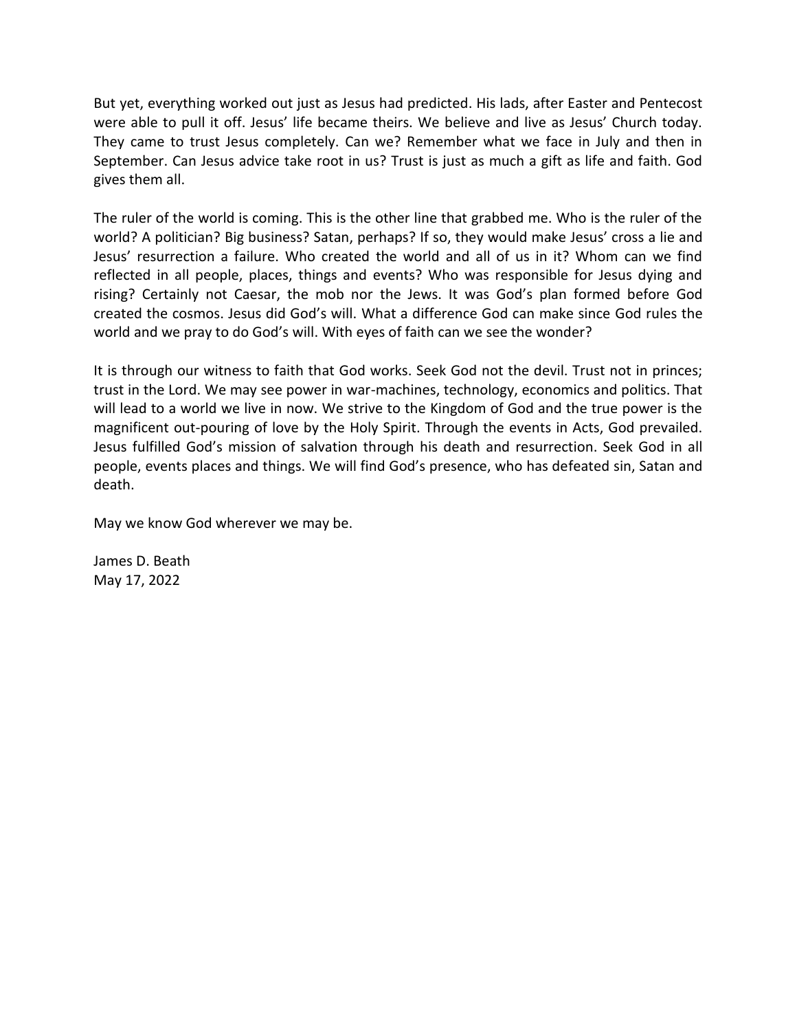But yet, everything worked out just as Jesus had predicted. His lads, after Easter and Pentecost were able to pull it off. Jesus' life became theirs. We believe and live as Jesus' Church today. They came to trust Jesus completely. Can we? Remember what we face in July and then in September. Can Jesus advice take root in us? Trust is just as much a gift as life and faith. God gives them all.

The ruler of the world is coming. This is the other line that grabbed me. Who is the ruler of the world? A politician? Big business? Satan, perhaps? If so, they would make Jesus' cross a lie and Jesus' resurrection a failure. Who created the world and all of us in it? Whom can we find reflected in all people, places, things and events? Who was responsible for Jesus dying and rising? Certainly not Caesar, the mob nor the Jews. It was God's plan formed before God created the cosmos. Jesus did God's will. What a difference God can make since God rules the world and we pray to do God's will. With eyes of faith can we see the wonder?

It is through our witness to faith that God works. Seek God not the devil. Trust not in princes; trust in the Lord. We may see power in war-machines, technology, economics and politics. That will lead to a world we live in now. We strive to the Kingdom of God and the true power is the magnificent out-pouring of love by the Holy Spirit. Through the events in Acts, God prevailed. Jesus fulfilled God's mission of salvation through his death and resurrection. Seek God in all people, events places and things. We will find God's presence, who has defeated sin, Satan and death.

May we know God wherever we may be.

James D. Beath
May 17, 2022